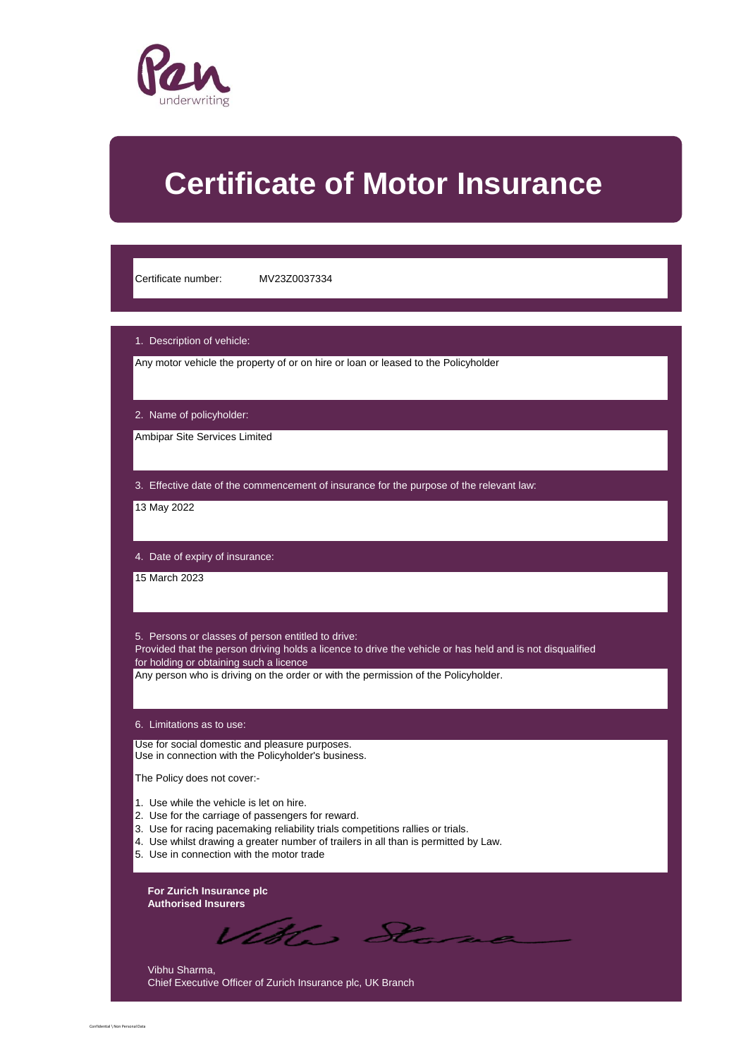Pen underwriting

# Certificate of Motor Insurance

Certificate number: MV23Z0037334

1. Description of vehicle:

Any motor vehicle the property of or on hire or loan or leased to the Policyholder

2. Name of policyholder:

Ambipar Site Services Limited

3. Effective date of the commencement of insurance for the purpose of the relevant law:

13 May 2022

4. Date of expiry of insurance:

15 March 2023

5. Persons or classes of person entitled to drive:
Provided that the person driving holds a licence to drive the vehicle or has held and is not disqualified for holding or obtaining such a licence

Any person who is driving on the order or with the permission of the Policyholder.

6. Limitations as to use:

Use for social domestic and pleasure purposes.
Use in connection with the Policyholder's business.

The Policy does not cover:-

1. Use while the vehicle is let on hire.
2. Use for the carriage of passengers for reward.
3. Use for racing pacemaking reliability trials competitions rallies or trials.
4. Use whilst drawing a greater number of trailers in all than is permitted by Law.
5. Use in connection with the motor trade

**For Zurich Insurance plc**
**Authorised Insurers**

Vibhu Sharma,
Chief Executive Officer of Zurich Insurance plc, UK Branch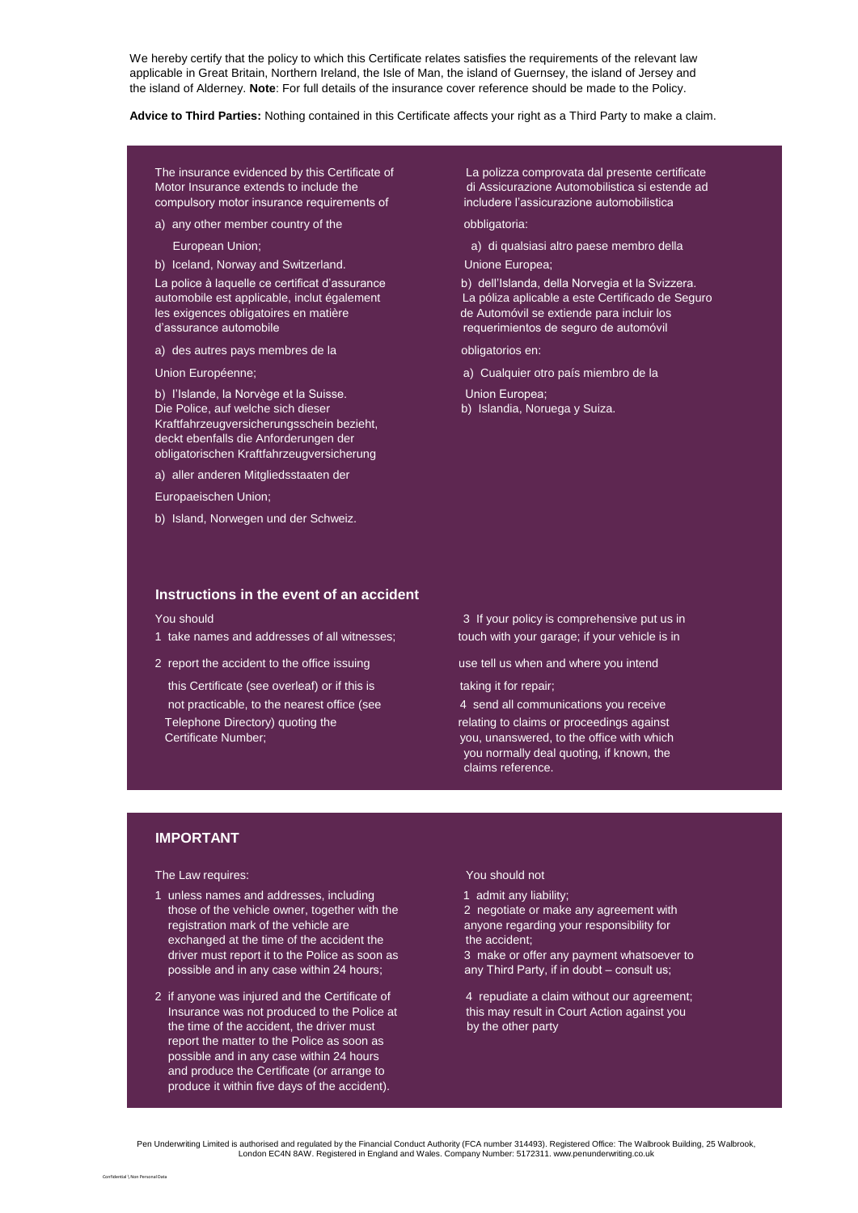We hereby certify that the policy to which this Certificate relates satisfies the requirements of the relevant law applicable in Great Britain, Northern Ireland, the Isle of Man, the island of Guernsey, the island of Jersey and the island of Alderney. **Note**: For full details of the insurance cover reference should be made to the Policy.

**Advice to Third Parties:** Nothing contained in this Certificate affects your right as a Third Party to make a claim.

The insurance evidenced by this Certificate of Motor Insurance extends to include the compulsory motor insurance requirements of

a) any other member country of the European Union;

b) Iceland, Norway and Switzerland.

La police à laquelle ce certificat d'assurance automobile est applicable, inclut également les exigences obligatoires en matière d'assurance automobile

a) des autres pays membres de la Union Européenne;

b) l'Islande, la Norvège et la Suisse.

Die Police, auf welche sich dieser Kraftfahrzeugversicherungsschein bezieht, deckt ebenfalls die Anforderungen der obligatorischen Kraftfahrzeugversicherung

a) aller anderen Mitgliedsstaaten der Europaeischen Union;

b) Island, Norwegen und der Schweiz.

La polizza comprovata dal presente certificate di Assicurazione Automobilistica si estende ad includere l'assicurazione automobilistica obbligatoria:

a) di qualsiasi altro paese membro della Unione Europea;

b) dell'Islanda, della Norvegia et la Svizzera.

La póliza aplicable a este Certificado de Seguro de Automóvil se extiende para incluir los requerimientos de seguro de automóvil obligatorios en:

a) Cualquier otro país miembro de la Union Europea;

b) Islandia, Noruega y Suiza.

## Instructions in the event of an accident

You should

1 take names and addresses of all witnesses;

2 report the accident to the office issuing this Certificate (see overleaf) or if this is not practicable, to the nearest office (see Telephone Directory) quoting the Certificate Number;

3 If your policy is comprehensive put us in touch with your garage; if your vehicle is in use tell us when and where you intend taking it for repair;

4 send all communications you receive relating to claims or proceedings against you, unanswered, to the office with which you normally deal quoting, if known, the claims reference.

## IMPORTANT

The Law requires:

1 unless names and addresses, including those of the vehicle owner, together with the registration mark of the vehicle are exchanged at the time of the accident the driver must report it to the Police as soon as possible and in any case within 24 hours;

2 if anyone was injured and the Certificate of Insurance was not produced to the Police at the time of the accident, the driver must report the matter to the Police as soon as possible and in any case within 24 hours and produce the Certificate (or arrange to produce it within five days of the accident).

You should not

1 admit any liability;

2 negotiate or make any agreement with anyone regarding your responsibility for the accident;

3 make or offer any payment whatsoever to any Third Party, if in doubt – consult us;

4 repudiate a claim without our agreement; this may result in Court Action against you by the other party

Pen Underwriting Limited is authorised and regulated by the Financial Conduct Authority (FCA number 314493). Registered Office: The Walbrook Building, 25 Walbrook, London EC4N 8AW. Registered in England and Wales. Company Number: 5172311. www.penunderwriting.co.uk

Confidential \ Non Personal Data